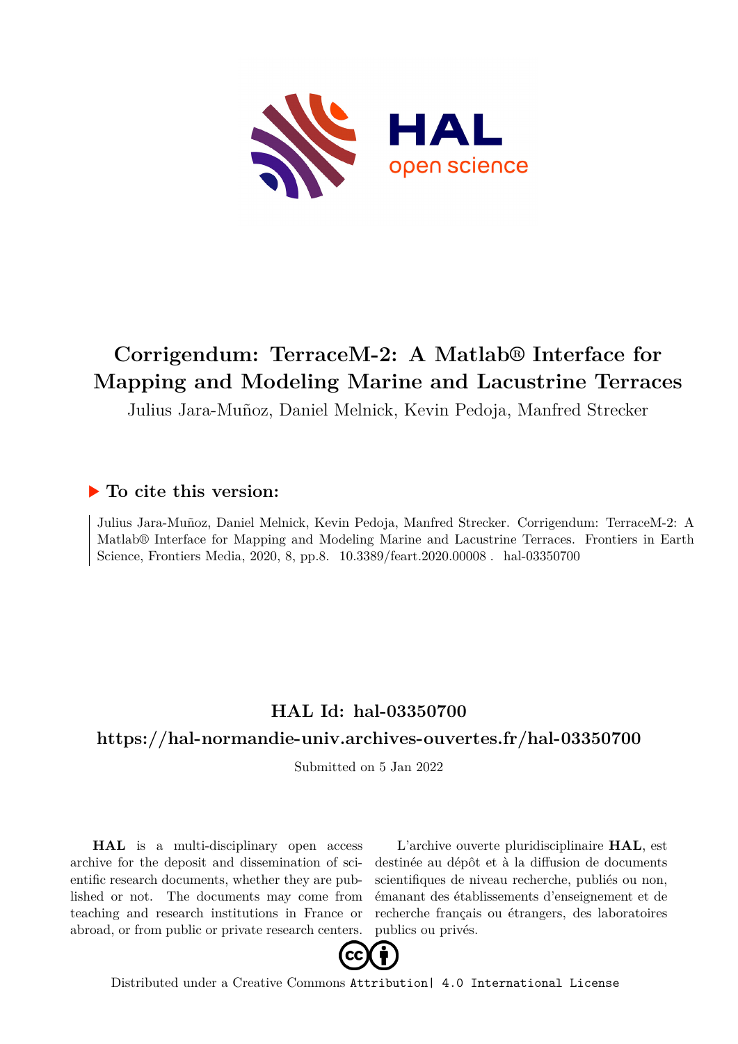# Corrigendum: TerraceM-2: A Matlab® Interface for Mapping and Modeling Marine and Lacustrine Terraces

Julius Jara-Muñoz, Daniel Melnick, Kevin Pedoja, Manfred Strecker

## ▶ To cite this version:

Julius Jara-Muñoz, Daniel Melnick, Kevin Pedoja, Manfred Strecker. Corrigendum: TerraceM-2: A Matlab® Interface for Mapping and Modeling Marine and Lacustrine Terraces. Frontiers in Earth Science, Frontiers Media, 2020, 8, pp.8. 10.3389/feart.2020.00008 . hal-03350700

## HAL Id: hal-03350700

## https://hal-normandie-univ.archives-ouvertes.fr/hal-03350700

Submitted on 5 Jan 2022

**HAL** is a multi-disciplinary open access archive for the deposit and dissemination of scientific research documents, whether they are published or not. The documents may come from teaching and research institutions in France or abroad, or from public or private research centers.

L'archive ouverte pluridisciplinaire **HAL**, est destinée au dépôt et à la diffusion de documents scientifiques de niveau recherche, publiés ou non, émanant des établissements d'enseignement et de recherche français ou étrangers, des laboratoires publics ou privés.

Distributed under a Creative Commons Attribution| 4.0 International License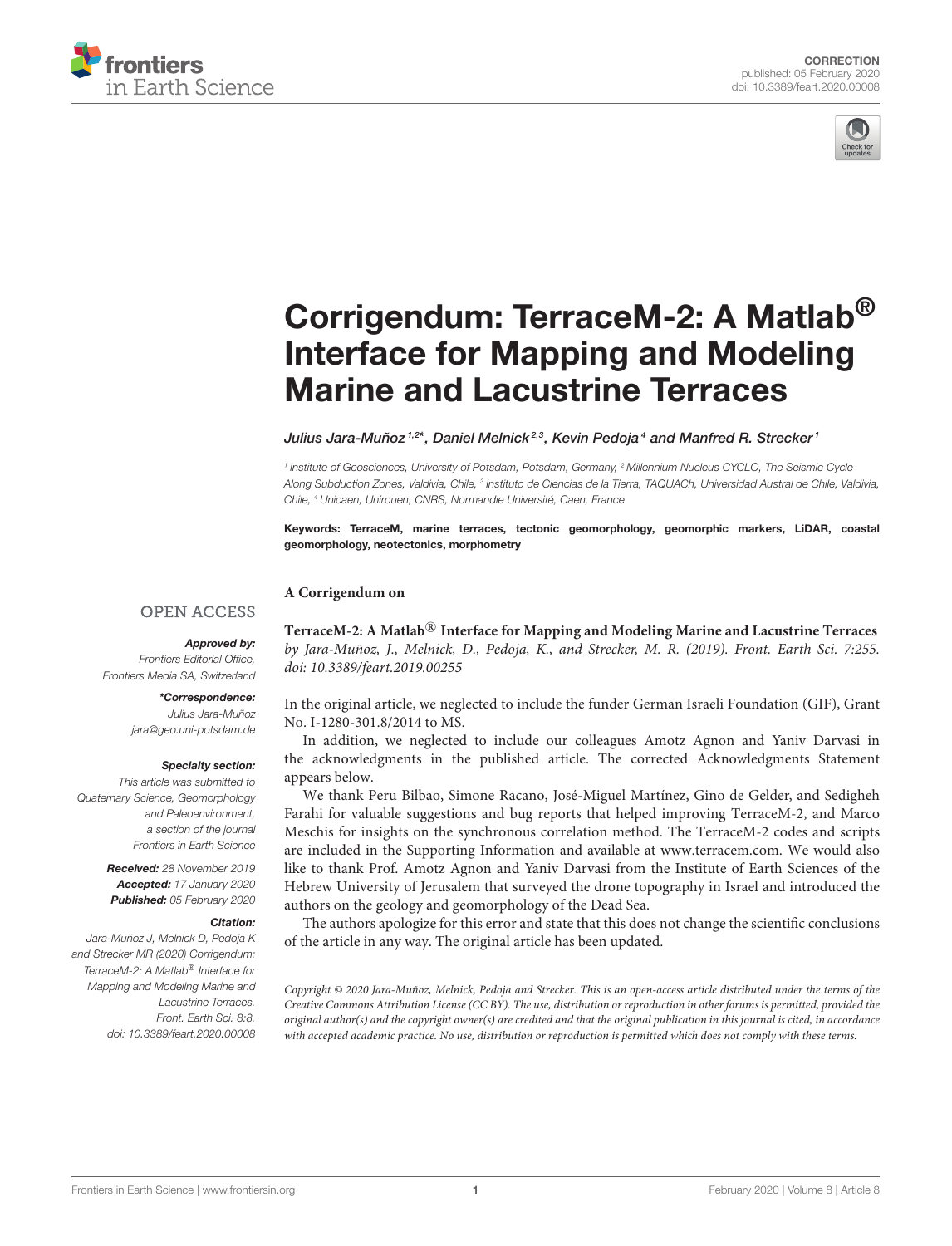CORRECTION
published: 05 February 2020
doi: 10.3389/feart.2020.00008

# Corrigendum: TerraceM-2: A Matlab® Interface for Mapping and Modeling Marine and Lacustrine Terraces

*Julius Jara-Muñoz[1,2]\*, Daniel Melnick[2,3], Kevin Pedoja[4] and Manfred R. Strecker[1]*

[1] Institute of Geosciences, University of Potsdam, Potsdam, Germany, [2] Millennium Nucleus CYCLO, The Seismic Cycle Along Subduction Zones, Valdivia, Chile, [3] Instituto de Ciencias de la Tierra, TAQUACh, Universidad Austral de Chile, Valdivia, Chile, [4] Unicaen, Unirouen, CNRS, Normandie Université, Caen, France

**Keywords:** TerraceM, marine terraces, tectonic geomorphology, geomorphic markers, LiDAR, coastal geomorphology, neotectonics, morphometry

OPEN ACCESS

***Approved by:***
*Frontiers Editorial Office, Frontiers Media SA, Switzerland*

***\*Correspondence:***
*Julius Jara-Muñoz*
*jara@geo.uni-potsdam.de*

***Specialty section:***
*This article was submitted to Quaternary Science, Geomorphology and Paleoenvironment, a section of the journal Frontiers in Earth Science*

***Received:*** *28 November 2019*
***Accepted:*** *17 January 2020*
***Published:*** *05 February 2020*

***Citation:***
*Jara-Muñoz J, Melnick D, Pedoja K and Strecker MR (2020) Corrigendum: TerraceM-2: A Matlab® Interface for Mapping and Modeling Marine and Lacustrine Terraces. Front. Earth Sci. 8:8. doi: 10.3389/feart.2020.00008*

**A Corrigendum on**

**TerraceM-2: A Matlab® Interface for Mapping and Modeling Marine and Lacustrine Terraces**
*by Jara-Muñoz, J., Melnick, D., Pedoja, K., and Strecker, M. R. (2019). Front. Earth Sci. 7:255. doi: 10.3389/feart.2019.00255*

In the original article, we neglected to include the funder German Israeli Foundation (GIF), Grant No. I-1280-301.8/2014 to MS.

In addition, we neglected to include our colleagues Amotz Agnon and Yaniv Darvasi in the acknowledgments in the published article. The corrected Acknowledgments Statement appears below.

We thank Peru Bilbao, Simone Racano, José-Miguel Martínez, Gino de Gelder, and Sedigheh Farahi for valuable suggestions and bug reports that helped improving TerraceM-2, and Marco Meschis for insights on the synchronous correlation method. The TerraceM-2 codes and scripts are included in the Supporting Information and available at www.terracem.com. We would also like to thank Prof. Amotz Agnon and Yaniv Darvasi from the Institute of Earth Sciences of the Hebrew University of Jerusalem that surveyed the drone topography in Israel and introduced the authors on the geology and geomorphology of the Dead Sea.

The authors apologize for this error and state that this does not change the scientific conclusions of the article in any way. The original article has been updated.

*Copyright © 2020 Jara-Muñoz, Melnick, Pedoja and Strecker. This is an open-access article distributed under the terms of the Creative Commons Attribution License (CC BY). The use, distribution or reproduction in other forums is permitted, provided the original author(s) and the copyright owner(s) are credited and that the original publication in this journal is cited, in accordance with accepted academic practice. No use, distribution or reproduction is permitted which does not comply with these terms.*